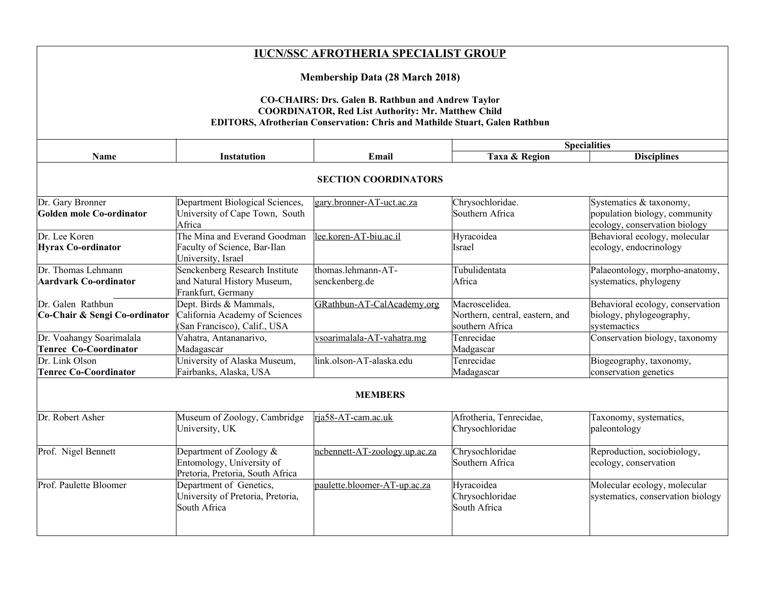# IUCN/SSC AFROTHERIA SPECIALIST GROUP

**Membership Data (28 March 2018)**

**CO-CHAIRS: Drs. Galen B. Rathbun and Andrew Taylor**
**COORDINATOR, Red List Authority: Mr. Matthew Child**
**EDITORS, Afrotherian Conservation: Chris and Mathilde Stuart, Galen Rathbun**

| Name | Instatution | Email | Specialities | |
|---|---|---|---|---|
| | | | Taxa & Region | Disciplines |
| **SECTION COORDINATORS** | | | | |
| Dr. Gary Bronner **Golden mole Co-ordinator** | Department Biological Sciences, University of Cape Town, South Africa | gary.bronner-AT-uct.ac.za | Chrysochloridae. Southern Africa | Systematics & taxonomy, population biology, community ecology, conservation biology |
| Dr. Lee Koren **Hyrax Co-ordinator** | The Mina and Everand Goodman Faculty of Science, Bar-Ilan University, Israel | lee.koren-AT-biu.ac.il | Hyracoidea Israel | Behavioral ecology, molecular ecology, endocrinology |
| Dr. Thomas Lehmann **Aardvark Co-ordinator** | Senckenberg Research Institute and Natural History Museum, Frankfurt, Germany | thomas.lehmann-AT-senckenberg.de | Tubulidentata Africa | Palaeontology, morpho-anatomy, systematics, phylogeny |
| Dr. Galen Rathbun **Co-Chair & Sengi Co-ordinator** | Dept. Birds & Mammals, California Academy of Sciences (San Francisco), Calif., USA | GRathbun-AT-CalAcademy.org | Macroscelidea. Northern, central, eastern, and southern Africa | Behavioral ecology, conservation biology, phylogeography, systemactics |
| Dr. Voahangy Soarimalala **Tenrec Co-Coordinator** | Vahatra, Antananarivo, Madagascar | vsoarimalala-AT-vahatra.mg | Tenrecidae Madgascar | Conservation biology, taxonomy |
| Dr. Link Olson **Tenrec Co-Coordinator** | University of Alaska Museum, Fairbanks, Alaska, USA | link.olson-AT-alaska.edu | Tenrecidae Madagascar | Biogeography, taxonomy, conservation genetics |
| **MEMBERS** | | | | |
| Dr. Robert Asher | Museum of Zoology, Cambridge University, UK | rja58-AT-cam.ac.uk | Afrotheria, Tenrecidae, Chrysochloridae | Taxonomy, systematics, paleontology |
| Prof. Nigel Bennett | Department of Zoology & Entomology, University of Pretoria, Pretoria, South Africa | ncbennett-AT-zoology.up.ac.za | Chrysochloridae Southern Africa | Reproduction, sociobiology, ecology, conservation |
| Prof. Paulette Bloomer | Department of Genetics, University of Pretoria, Pretoria, South Africa | paulette.bloomer-AT-up.ac.za | Hyracoidea Chrysochloridae South Africa | Molecular ecology, molecular systematics, conservation biology |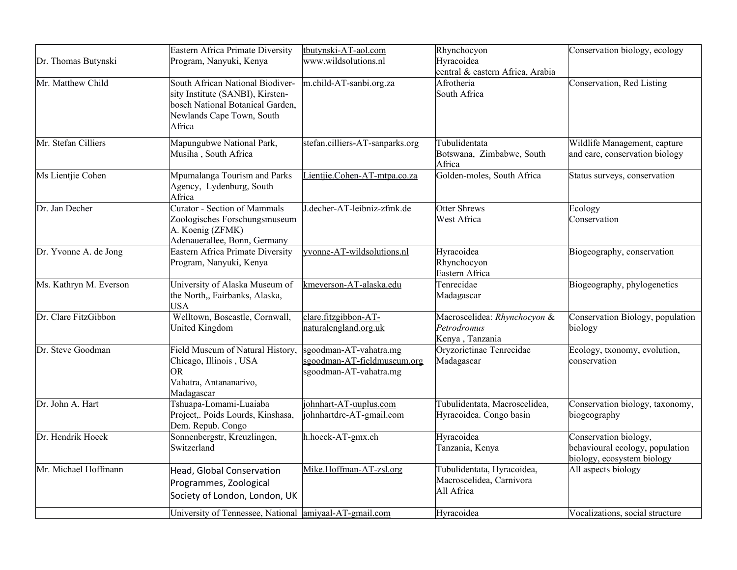| | | | | |
|---|---|---|---|---|
| Dr. Thomas Butynski | Eastern Africa Primate Diversity Program, Nanyuki, Kenya | tbutynski-AT-aol.com<br>www.wildsolutions.nl | Rhynchocyon<br>Hyracoidea<br>central & eastern Africa, Arabia | Conservation biology, ecology |
| Mr. Matthew Child | South African National Biodiversity Institute (SANBI), Kirstenbosch National Botanical Garden, Newlands Cape Town, South Africa | m.child-AT-sanbi.org.za | Afrotheria<br>South Africa | Conservation, Red Listing |
| Mr. Stefan Cilliers | Mapungubwe National Park, Musiha , South Africa | stefan.cilliers-AT-sanparks.org | Tubulidentata<br>Botswana, Zimbabwe, South Africa | Wildlife Management, capture and care, conservation biology |
| Ms Lientjie Cohen | Mpumalanga Tourism and Parks Agency, Lydenburg, South Africa | Lientjie.Cohen-AT-mtpa.co.za | Golden-moles, South Africa | Status surveys, conservation |
| Dr. Jan Decher | Curator - Section of Mammals Zoologisches Forschungsmuseum A. Koenig (ZFMK) Adenauerallee, Bonn, Germany | J.decher-AT-leibniz-zfmk.de | Otter Shrews<br>West Africa | Ecology<br>Conservation |
| Dr. Yvonne A. de Jong | Eastern Africa Primate Diversity Program, Nanyuki, Kenya | yvonne-AT-wildsolutions.nl | Hyracoidea<br>Rhynchocyon<br>Eastern Africa | Biogeography, conservation |
| Ms. Kathryn M. Everson | University of Alaska Museum of the North,, Fairbanks, Alaska, USA | kmeverson-AT-alaska.edu | Tenrecidae<br>Madagascar | Biogeography, phylogenetics |
| Dr. Clare FitzGibbon | Welltown, Boscastle, Cornwall, United Kingdom | clare.fitzgibbon-AT-naturalengland.org.uk | Macroscelidea: *Rhynchocyon* & *Petrodromus*<br>Kenya , Tanzania | Conservation Biology, population biology |
| Dr. Steve Goodman | Field Museum of Natural History, Chicago, Illinois , USA<br>OR<br>Vahatra, Antananarivo, Madagascar | sgoodman-AT-vahatra.mg<br>sgoodman-AT-fieldmuseum.org<br>sgoodman-AT-vahatra.mg | Oryzorictinae Tenrecidae<br>Madagascar | Ecology, txonomy, evolution, conservation |
| Dr. John A. Hart | Tshuapa-Lomami-Luaiaba Project,. Poids Lourds, Kinshasa, Dem. Repub. Congo | johnhart-AT-uuplus.com<br>johnhartdrc-AT-gmail.com | Tubulidentata, Macroscelidea, Hyracoidea. Congo basin | Conservation biology, taxonomy, biogeography |
| Dr. Hendrik Hoeck | Sonnenbergstr, Kreuzlingen, Switzerland | h.hoeck-AT-gmx.ch | Hyracoidea<br>Tanzania, Kenya | Conservation biology, behavioural ecology, population biology, ecosystem biology |
| Mr. Michael Hoffmann | Head, Global Conservation Programmes, Zoological Society of London, London, UK | Mike.Hoffman-AT-zsl.org | Tubulidentata, Hyracoidea, Macroscelidea, Carnivora<br>All Africa | All aspects biology |
| | University of Tennessee, National | amiyaal-AT-gmail.com | Hyracoidea | Vocalizations, social structure |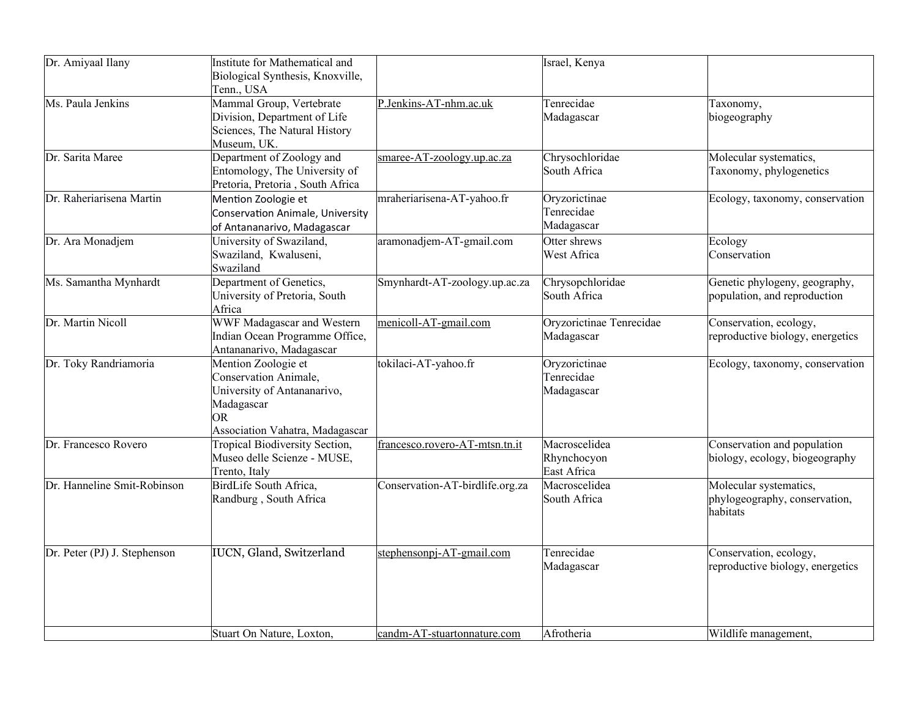| | | | | |
|---|---|---|---|---|
| Dr. Amiyaal Ilany | Institute for Mathematical and Biological Synthesis, Knoxville, Tenn., USA | | Israel, Kenya | |
| Ms. Paula Jenkins | Mammal Group, Vertebrate Division, Department of Life Sciences, The Natural History Museum, UK. | P.Jenkins-AT-nhm.ac.uk | Tenrecidae Madagascar | Taxonomy, biogeography |
| Dr. Sarita Maree | Department of Zoology and Entomology, The University of Pretoria, Pretoria , South Africa | smaree-AT-zoology.up.ac.za | Chrysochloridae South Africa | Molecular systematics, Taxonomy, phylogenetics |
| Dr. Raheriarisena Martin | Mention Zoologie et Conservation Animale, University of Antananarivo, Madagascar | mraheriarisena-AT-yahoo.fr | Oryzorictinae Tenrecidae Madagascar | Ecology, taxonomy, conservation |
| Dr. Ara Monadjem | University of Swaziland, Swaziland, Kwaluseni, Swaziland | aramonadjem-AT-gmail.com | Otter shrews West Africa | Ecology Conservation |
| Ms. Samantha Mynhardt | Department of Genetics, University of Pretoria, South Africa | Smynhardt-AT-zoology.up.ac.za | Chrysopchloridae South Africa | Genetic phylogeny, geography, population, and reproduction |
| Dr. Martin Nicoll | WWF Madagascar and Western Indian Ocean Programme Office, Antananarivo, Madagascar | menicoll-AT-gmail.com | Oryzorictinae Tenrecidae Madagascar | Conservation, ecology, reproductive biology, energetics |
| Dr. Toky Randriamoria | Mention Zoologie et Conservation Animale, University of Antananarivo, Madagascar OR Association Vahatra, Madagascar | tokilaci-AT-yahoo.fr | Oryzorictinae Tenrecidae Madagascar | Ecology, taxonomy, conservation |
| Dr. Francesco Rovero | Tropical Biodiversity Section, Museo delle Scienze - MUSE, Trento, Italy | francesco.rovero-AT-mtsn.tn.it | Macroscelidea Rhynchocyon East Africa | Conservation and population biology, ecology, biogeography |
| Dr. Hanneline Smit-Robinson | BirdLife South Africa, Randburg , South Africa | Conservation-AT-birdlife.org.za | Macroscelidea South Africa | Molecular systematics, phylogeography, conservation, habitats |
| Dr. Peter (PJ) J. Stephenson | IUCN, Gland, Switzerland | stephensonpj-AT-gmail.com | Tenrecidae Madagascar | Conservation, ecology, reproductive biology, energetics |
| | Stuart On Nature, Loxton, | candm-AT-stuartonnature.com | Afrotheria | Wildlife management, |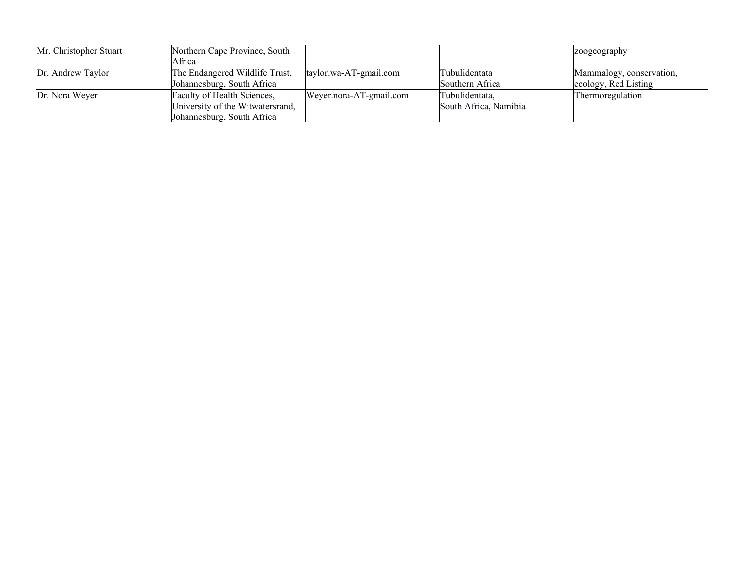| | | | | |
|---|---|---|---|---|
| Mr. Christopher Stuart | Northern Cape Province, South Africa | | | zoogeography |
| Dr. Andrew Taylor | The Endangered Wildlife Trust, Johannesburg, South Africa | taylor.wa-AT-gmail.com | Tubulidentata Southern Africa | Mammalogy, conservation, ecology, Red Listing |
| Dr. Nora Weyer | Faculty of Health Sciences, University of the Witwatersrand, Johannesburg, South Africa | Weyer.nora-AT-gmail.com | Tubulidentata, South Africa, Namibia | Thermoregulation |